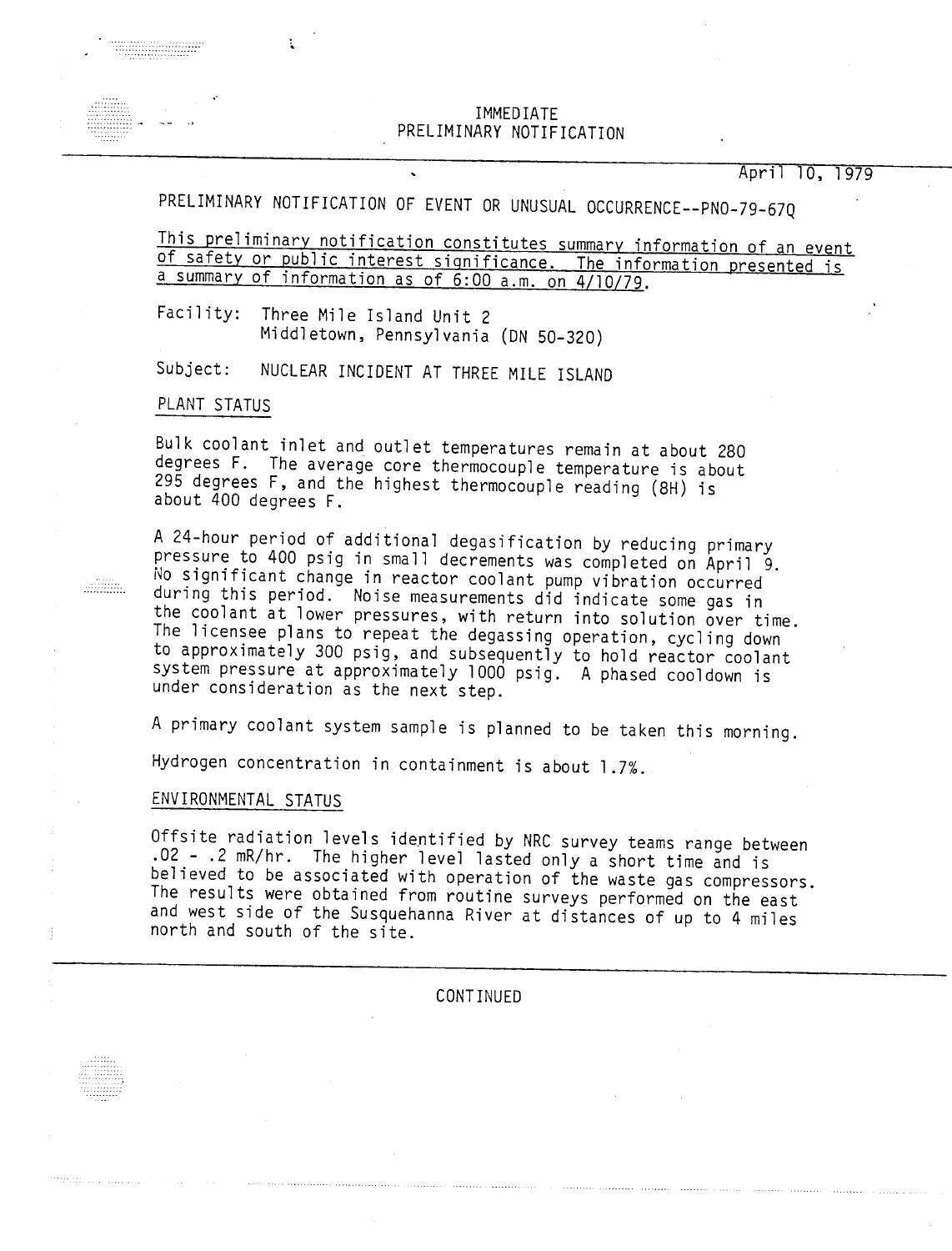IMMEDIATE
PRELIMINARY NOTIFICATION

April 10, 1979

PRELIMINARY NOTIFICATION OF EVENT OR UNUSUAL OCCURRENCE--PNO-79-67Q

<u>This preliminary notification constitutes summary information of an event of safety or public interest significance. The information presented is a summary of information as of 6:00 a.m. on 4/10/79.</u>

Facility: Three Mile Island Unit 2
Middletown, Pennsylvania (DN 50-320)

Subject: NUCLEAR INCIDENT AT THREE MILE ISLAND

## PLANT STATUS

Bulk coolant inlet and outlet temperatures remain at about 280 degrees F. The average core thermocouple temperature is about 295 degrees F, and the highest thermocouple reading (8H) is about 400 degrees F.

A 24-hour period of additional degasification by reducing primary pressure to 400 psig in small decrements was completed on April 9. No significant change in reactor coolant pump vibration occurred during this period. Noise measurements did indicate some gas in the coolant at lower pressures, with return into solution over time. The licensee plans to repeat the degassing operation, cycling down to approximately 300 psig, and subsequently to hold reactor coolant system pressure at approximately 1000 psig. A phased cooldown is under consideration as the next step.

A primary coolant system sample is planned to be taken this morning.

Hydrogen concentration in containment is about 1.7%.

## ENVIRONMENTAL STATUS

Offsite radiation levels identified by NRC survey teams range between .02 - .2 mR/hr. The higher level lasted only a short time and is believed to be associated with operation of the waste gas compressors. The results were obtained from routine surveys performed on the east and west side of the Susquehanna River at distances of up to 4 miles north and south of the site.

CONTINUED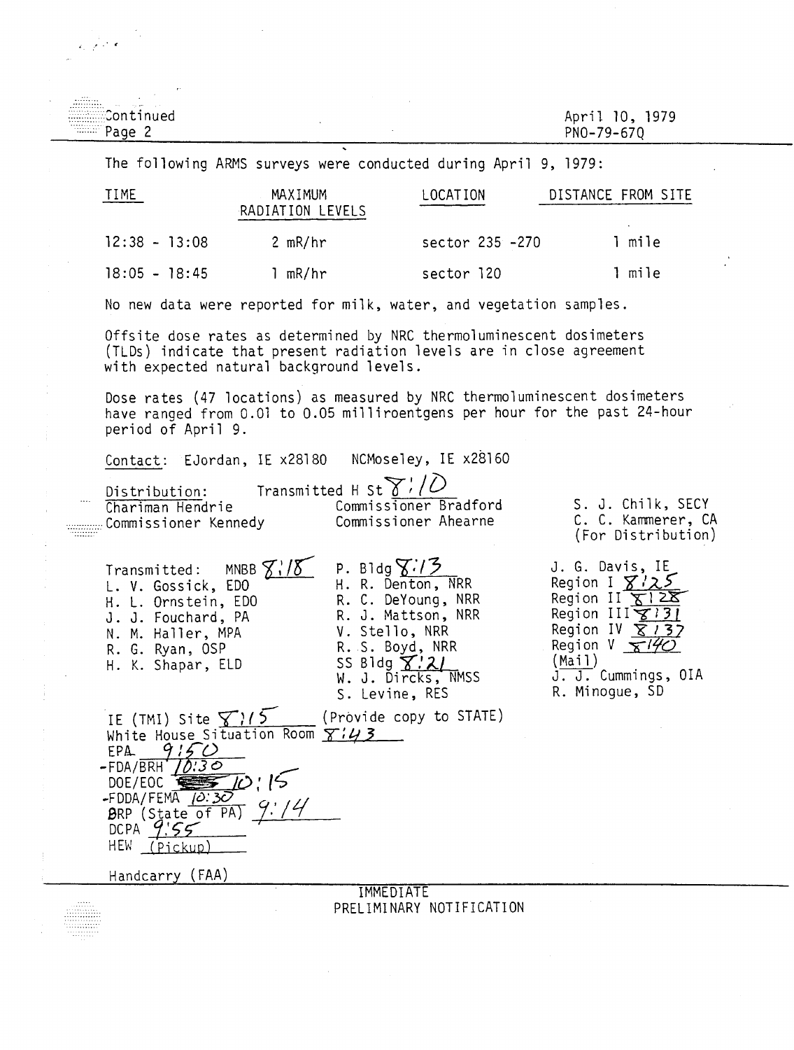Continued
Page 2

April 10, 1979
PNO-79-67Q

The following ARMS surveys were conducted during April 9, 1979:

| TIME | MAXIMUM RADIATION LEVELS | LOCATION | DISTANCE FROM SITE |
|---|---|---|---|
| 12:38 - 13:08 | 2 mR/hr | sector 235 -270 | 1 mile |
| 18:05 - 18:45 | 1 mR/hr | sector 120 | 1 mile |

No new data were reported for milk, water, and vegetation samples.

Offsite dose rates as determined by NRC thermoluminescent dosimeters (TLDs) indicate that present radiation levels are in close agreement with expected natural background levels.

Dose rates (47 locations) as measured by NRC thermoluminescent dosimeters have ranged from 0.01 to 0.05 milliroentgens per hour for the past 24-hour period of April 9.

Contact: EJordan, IE x28180 NCMoseley, IE x28160

Distribution: Transmitted H St 8:10

Chariman Hendrie
Commissioner Kennedy
Commissioner Bradford
Commissioner Ahearne
S. J. Chilk, SECY
C. C. Kammerer, CA
(For Distribution)

Transmitted: MNBB 8:18
L. V. Gossick, EDO
H. L. Ornstein, EDO
J. J. Fouchard, PA
N. M. Haller, MPA
R. G. Ryan, OSP
H. K. Shapar, ELD

P. Bldg 8:13
H. R. Denton, NRR
R. C. DeYoung, NRR
R. J. Mattson, NRR
V. Stello, NRR
R. S. Boyd, NRR
SS Bldg 8:21
W. J. Dircks, NMSS
S. Levine, RES

J. G. Davis, IE
Region I 8:25
Region II 8:28
Region III 8:31
Region IV 8:37
Region V 8:40
(Mail)
J. J. Cummings, OIA
R. Minogue, SD

IE (TMI) Site 8:15 (Provide copy to STATE)
White House Situation Room 8:43
EPA 9:50
FDA/BRH 10:30
DOE/EOC 10:15
FDDA/FEMA 10:30
BRP (State of PA) 9:14
DCPA 9:55
HEW (Pickup)

Handcarry (FAA)

IMMEDIATE
PRELIMINARY NOTIFICATION